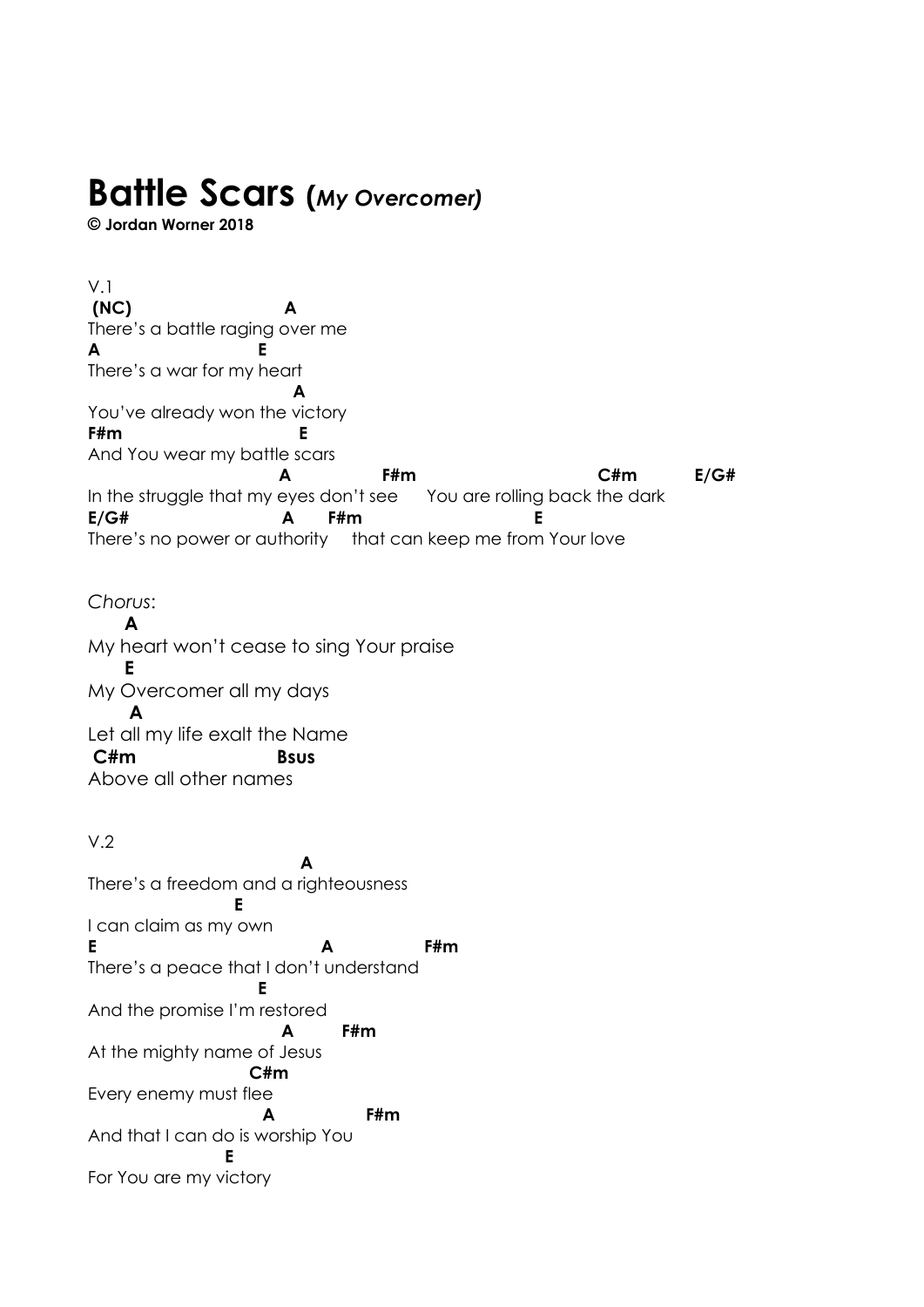# Battle Scars (*My Overcomer)*

**© Jordan Worner 2018**

V.1

```
 (NC)                     A
There's a battle raging over me
A                       E
There's a war for my heart
                             A
You've already won the victory
F#m                        E
And You wear my battle scars
                           A              F#m                          C#m         E/G#
In the struggle that my eyes don't see      You are rolling back the dark
E/G#                       A      F#m                      E
There's no power or authority     that can keep me from Your love
```

*Chorus*:

```
     A
My heart won't cease to sing Your praise
     E
My Overcomer all my days
      A
Let all my life exalt the Name
 C#m                    Bsus
Above all other names
```

V.2

```
                              A
There's a freedom and a righteousness
                      E
I can claim as my own
E                               A              F#m
There's a peace that I don't understand
                          E
And the promise I'm restored
                           A        F#m
At the mighty name of Jesus
                      C#m
Every enemy must flee
                          A              F#m
And that I can do is worship You
                    E
For You are my victory
```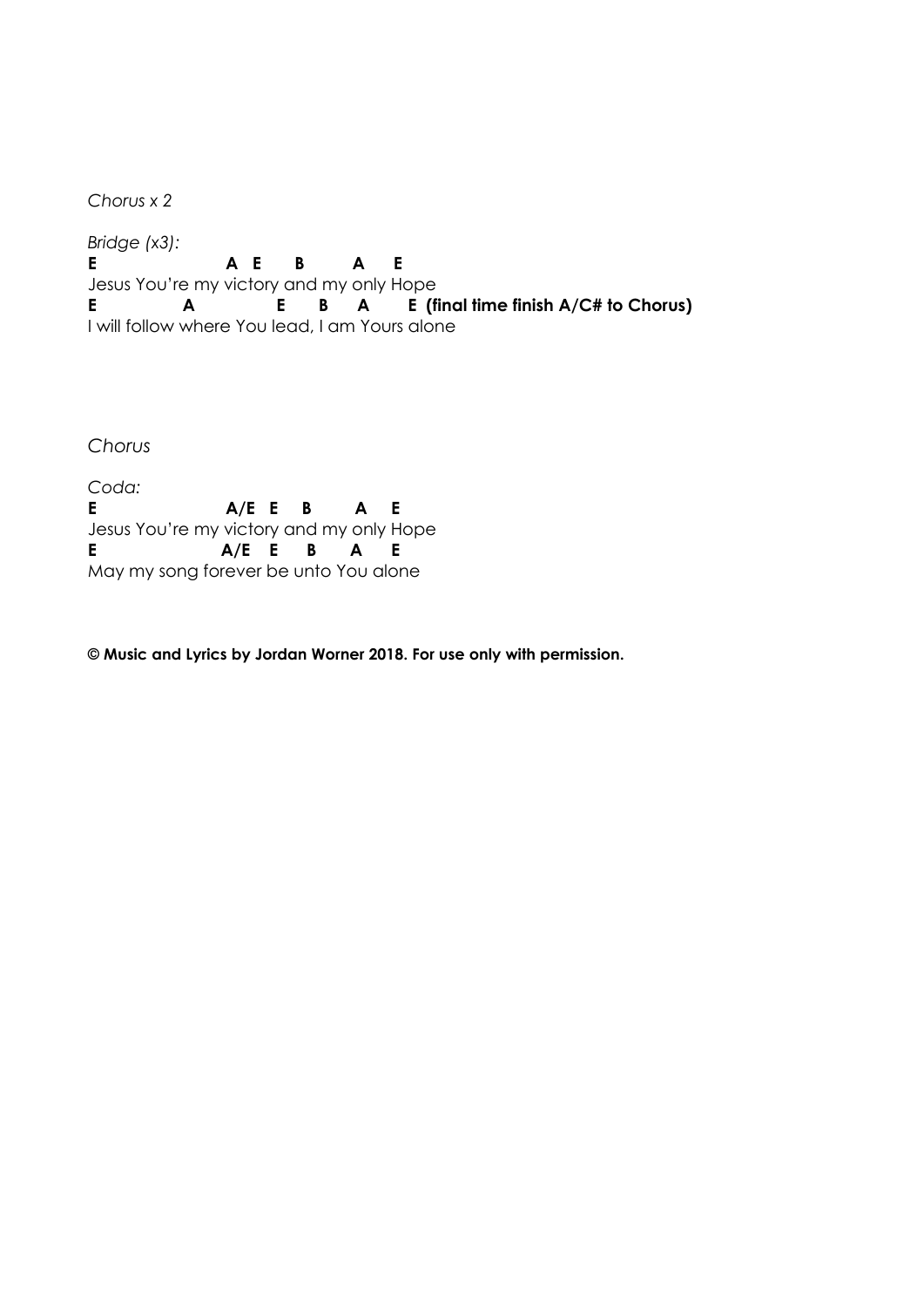*Chorus x 2*

*Bridge (x3):*

```
E                    A  E      B        A    E
Jesus You're my victory and my only Hope
E            A              E      B     A      E  (final time finish A/C# to Chorus)
I will follow where You lead, I am Yours alone
```

*Chorus*

*Coda:*

```
E                    A/E  E    B        A    E
Jesus You're my victory and my only Hope
E                  A/E  E     B      A     E
May my song forever be unto You alone
```

**© Music and Lyrics by Jordan Worner 2018. For use only with permission.**